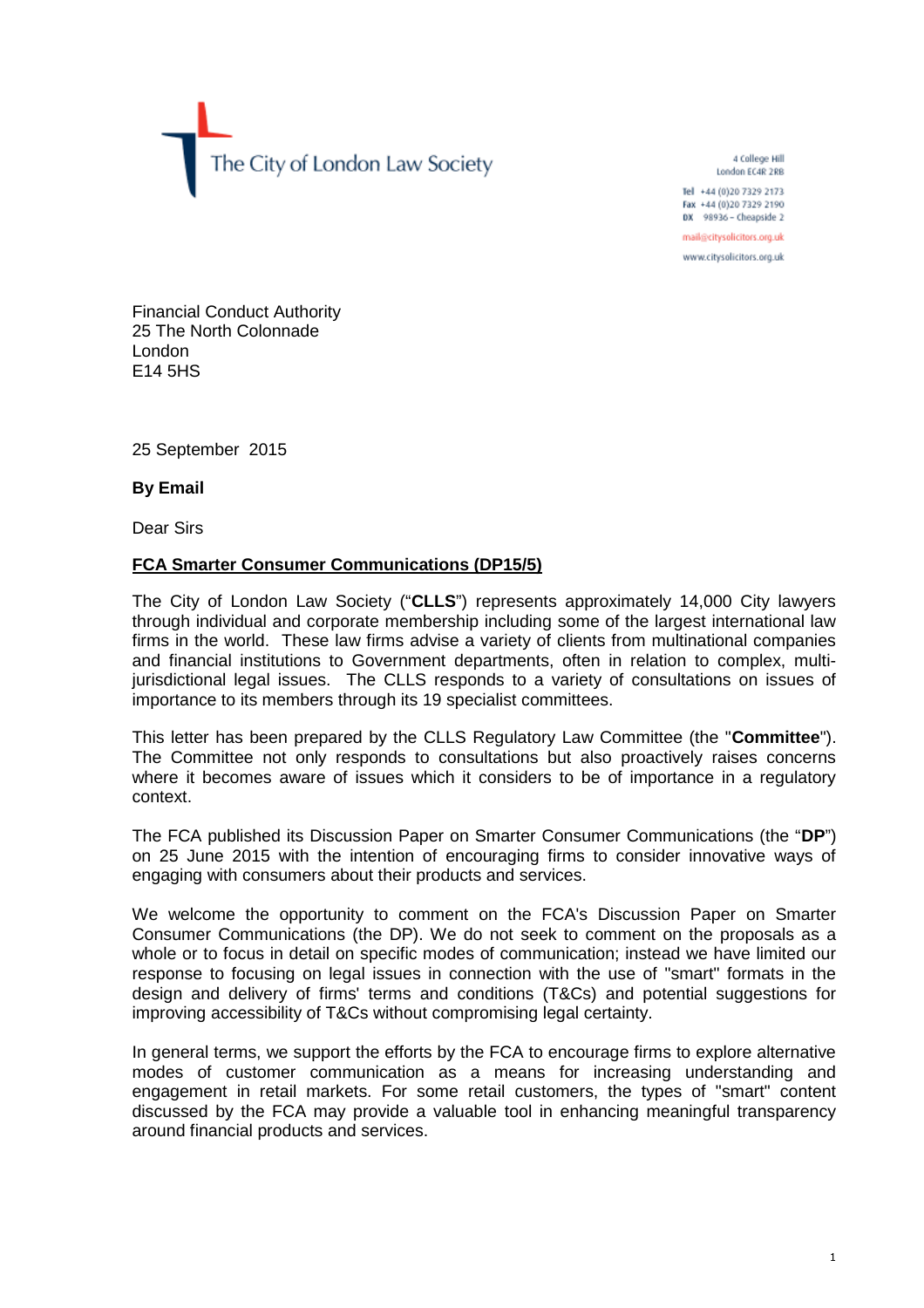The City of London Law Society

4 College Hill
London EC4R 2RB

**Tel** +44 (0)20 7329 2173
**Fax** +44 (0)20 7329 2190
**DX** 98936 – Cheapside 2

mail@citysolicitors.org.uk

www.citysolicitors.org.uk

Financial Conduct Authority
25 The North Colonnade
London
E14 5HS

25 September 2015

**By Email**

Dear Sirs

**FCA Smarter Consumer Communications (DP15/5)**

The City of London Law Society ("**CLLS**") represents approximately 14,000 City lawyers through individual and corporate membership including some of the largest international law firms in the world. These law firms advise a variety of clients from multinational companies and financial institutions to Government departments, often in relation to complex, multi-jurisdictional legal issues. The CLLS responds to a variety of consultations on issues of importance to its members through its 19 specialist committees.

This letter has been prepared by the CLLS Regulatory Law Committee (the "**Committee**"). The Committee not only responds to consultations but also proactively raises concerns where it becomes aware of issues which it considers to be of importance in a regulatory context.

The FCA published its Discussion Paper on Smarter Consumer Communications (the "**DP**") on 25 June 2015 with the intention of encouraging firms to consider innovative ways of engaging with consumers about their products and services.

We welcome the opportunity to comment on the FCA's Discussion Paper on Smarter Consumer Communications (the DP). We do not seek to comment on the proposals as a whole or to focus in detail on specific modes of communication; instead we have limited our response to focusing on legal issues in connection with the use of "smart" formats in the design and delivery of firms' terms and conditions (T&Cs) and potential suggestions for improving accessibility of T&Cs without compromising legal certainty.

In general terms, we support the efforts by the FCA to encourage firms to explore alternative modes of customer communication as a means for increasing understanding and engagement in retail markets. For some retail customers, the types of "smart" content discussed by the FCA may provide a valuable tool in enhancing meaningful transparency around financial products and services.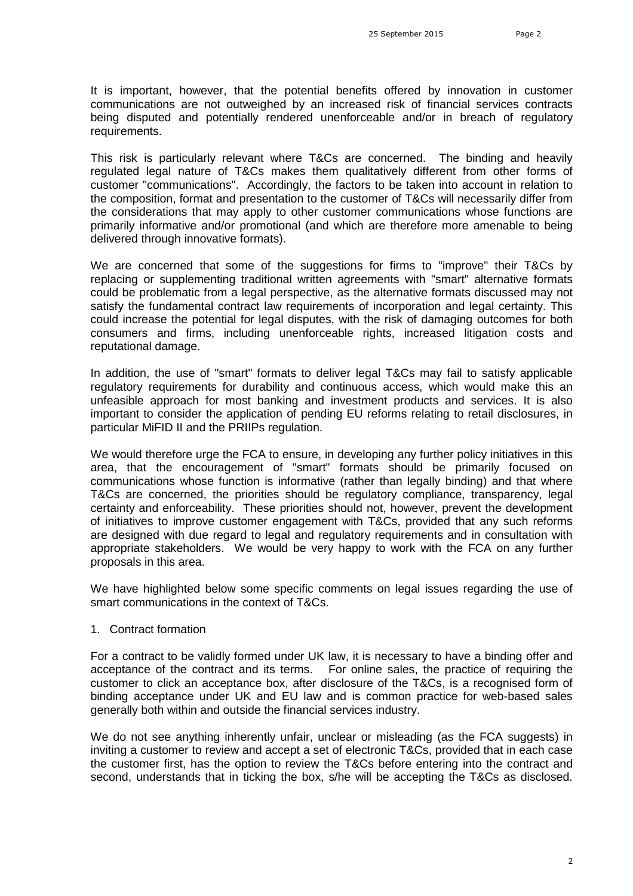It is important, however, that the potential benefits offered by innovation in customer communications are not outweighed by an increased risk of financial services contracts being disputed and potentially rendered unenforceable and/or in breach of regulatory requirements.

This risk is particularly relevant where T&Cs are concerned. The binding and heavily regulated legal nature of T&Cs makes them qualitatively different from other forms of customer "communications". Accordingly, the factors to be taken into account in relation to the composition, format and presentation to the customer of T&Cs will necessarily differ from the considerations that may apply to other customer communications whose functions are primarily informative and/or promotional (and which are therefore more amenable to being delivered through innovative formats).

We are concerned that some of the suggestions for firms to "improve" their T&Cs by replacing or supplementing traditional written agreements with "smart" alternative formats could be problematic from a legal perspective, as the alternative formats discussed may not satisfy the fundamental contract law requirements of incorporation and legal certainty. This could increase the potential for legal disputes, with the risk of damaging outcomes for both consumers and firms, including unenforceable rights, increased litigation costs and reputational damage.

In addition, the use of "smart" formats to deliver legal T&Cs may fail to satisfy applicable regulatory requirements for durability and continuous access, which would make this an unfeasible approach for most banking and investment products and services. It is also important to consider the application of pending EU reforms relating to retail disclosures, in particular MiFID II and the PRIIPs regulation.

We would therefore urge the FCA to ensure, in developing any further policy initiatives in this area, that the encouragement of "smart" formats should be primarily focused on communications whose function is informative (rather than legally binding) and that where T&Cs are concerned, the priorities should be regulatory compliance, transparency, legal certainty and enforceability. These priorities should not, however, prevent the development of initiatives to improve customer engagement with T&Cs, provided that any such reforms are designed with due regard to legal and regulatory requirements and in consultation with appropriate stakeholders. We would be very happy to work with the FCA on any further proposals in this area.

We have highlighted below some specific comments on legal issues regarding the use of smart communications in the context of T&Cs.

1. Contract formation

For a contract to be validly formed under UK law, it is necessary to have a binding offer and acceptance of the contract and its terms. For online sales, the practice of requiring the customer to click an acceptance box, after disclosure of the T&Cs, is a recognised form of binding acceptance under UK and EU law and is common practice for web-based sales generally both within and outside the financial services industry.

We do not see anything inherently unfair, unclear or misleading (as the FCA suggests) in inviting a customer to review and accept a set of electronic T&Cs, provided that in each case the customer first, has the option to review the T&Cs before entering into the contract and second, understands that in ticking the box, s/he will be accepting the T&Cs as disclosed.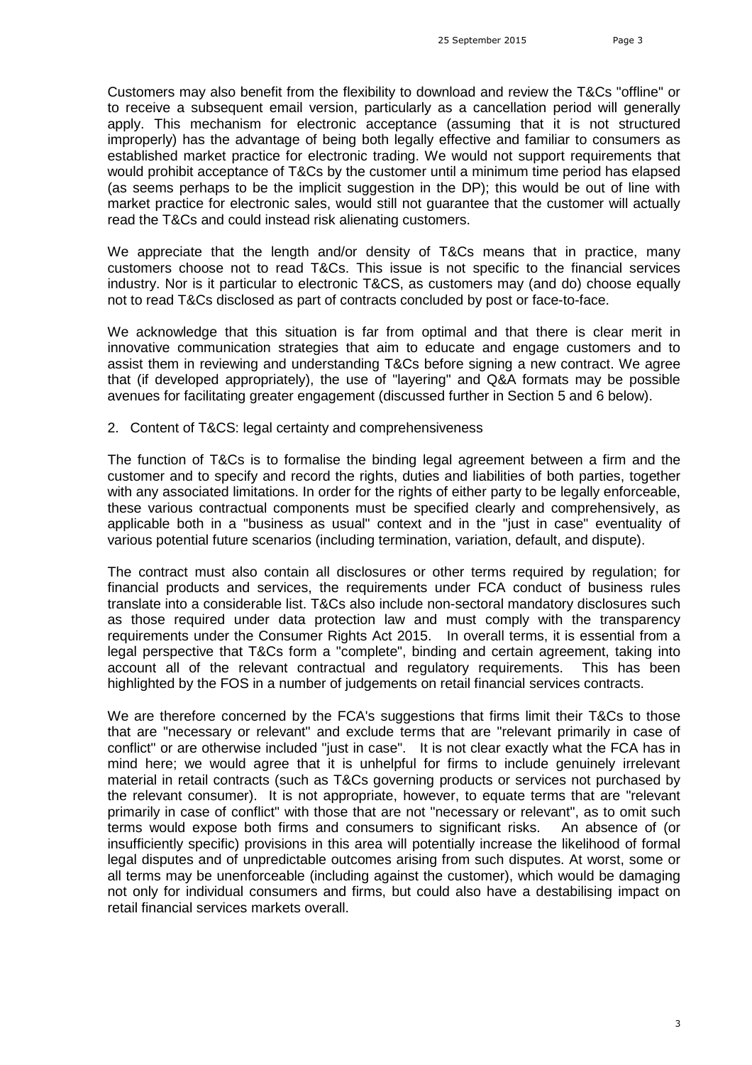Customers may also benefit from the flexibility to download and review the T&Cs "offline" or to receive a subsequent email version, particularly as a cancellation period will generally apply. This mechanism for electronic acceptance (assuming that it is not structured improperly) has the advantage of being both legally effective and familiar to consumers as established market practice for electronic trading. We would not support requirements that would prohibit acceptance of T&Cs by the customer until a minimum time period has elapsed (as seems perhaps to be the implicit suggestion in the DP); this would be out of line with market practice for electronic sales, would still not guarantee that the customer will actually read the T&Cs and could instead risk alienating customers.

We appreciate that the length and/or density of T&Cs means that in practice, many customers choose not to read T&Cs. This issue is not specific to the financial services industry. Nor is it particular to electronic T&CS, as customers may (and do) choose equally not to read T&Cs disclosed as part of contracts concluded by post or face-to-face.

We acknowledge that this situation is far from optimal and that there is clear merit in innovative communication strategies that aim to educate and engage customers and to assist them in reviewing and understanding T&Cs before signing a new contract. We agree that (if developed appropriately), the use of "layering" and Q&A formats may be possible avenues for facilitating greater engagement (discussed further in Section 5 and 6 below).

2. Content of T&CS: legal certainty and comprehensiveness

The function of T&Cs is to formalise the binding legal agreement between a firm and the customer and to specify and record the rights, duties and liabilities of both parties, together with any associated limitations. In order for the rights of either party to be legally enforceable, these various contractual components must be specified clearly and comprehensively, as applicable both in a "business as usual" context and in the "just in case" eventuality of various potential future scenarios (including termination, variation, default, and dispute).

The contract must also contain all disclosures or other terms required by regulation; for financial products and services, the requirements under FCA conduct of business rules translate into a considerable list. T&Cs also include non-sectoral mandatory disclosures such as those required under data protection law and must comply with the transparency requirements under the Consumer Rights Act 2015. In overall terms, it is essential from a legal perspective that T&Cs form a "complete", binding and certain agreement, taking into account all of the relevant contractual and regulatory requirements. This has been highlighted by the FOS in a number of judgements on retail financial services contracts.

We are therefore concerned by the FCA's suggestions that firms limit their T&Cs to those that are "necessary or relevant" and exclude terms that are "relevant primarily in case of conflict" or are otherwise included "just in case". It is not clear exactly what the FCA has in mind here; we would agree that it is unhelpful for firms to include genuinely irrelevant material in retail contracts (such as T&Cs governing products or services not purchased by the relevant consumer). It is not appropriate, however, to equate terms that are "relevant primarily in case of conflict" with those that are not "necessary or relevant", as to omit such terms would expose both firms and consumers to significant risks. An absence of (or insufficiently specific) provisions in this area will potentially increase the likelihood of formal legal disputes and of unpredictable outcomes arising from such disputes. At worst, some or all terms may be unenforceable (including against the customer), which would be damaging not only for individual consumers and firms, but could also have a destabilising impact on retail financial services markets overall.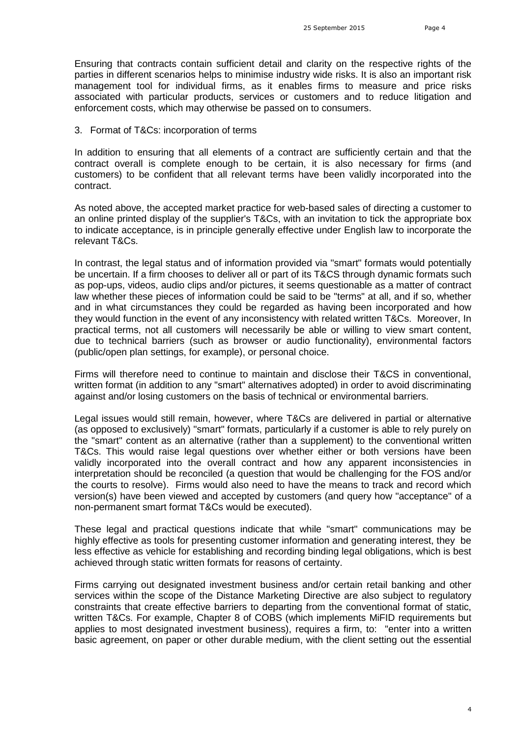Ensuring that contracts contain sufficient detail and clarity on the respective rights of the parties in different scenarios helps to minimise industry wide risks. It is also an important risk management tool for individual firms, as it enables firms to measure and price risks associated with particular products, services or customers and to reduce litigation and enforcement costs, which may otherwise be passed on to consumers.

3. Format of T&Cs: incorporation of terms

In addition to ensuring that all elements of a contract are sufficiently certain and that the contract overall is complete enough to be certain, it is also necessary for firms (and customers) to be confident that all relevant terms have been validly incorporated into the contract.

As noted above, the accepted market practice for web-based sales of directing a customer to an online printed display of the supplier's T&Cs, with an invitation to tick the appropriate box to indicate acceptance, is in principle generally effective under English law to incorporate the relevant T&Cs.

In contrast, the legal status and of information provided via "smart" formats would potentially be uncertain. If a firm chooses to deliver all or part of its T&CS through dynamic formats such as pop-ups, videos, audio clips and/or pictures, it seems questionable as a matter of contract law whether these pieces of information could be said to be "terms" at all, and if so, whether and in what circumstances they could be regarded as having been incorporated and how they would function in the event of any inconsistency with related written T&Cs. Moreover, In practical terms, not all customers will necessarily be able or willing to view smart content, due to technical barriers (such as browser or audio functionality), environmental factors (public/open plan settings, for example), or personal choice.

Firms will therefore need to continue to maintain and disclose their T&CS in conventional, written format (in addition to any "smart" alternatives adopted) in order to avoid discriminating against and/or losing customers on the basis of technical or environmental barriers.

Legal issues would still remain, however, where T&Cs are delivered in partial or alternative (as opposed to exclusively) "smart" formats, particularly if a customer is able to rely purely on the "smart" content as an alternative (rather than a supplement) to the conventional written T&Cs. This would raise legal questions over whether either or both versions have been validly incorporated into the overall contract and how any apparent inconsistencies in interpretation should be reconciled (a question that would be challenging for the FOS and/or the courts to resolve). Firms would also need to have the means to track and record which version(s) have been viewed and accepted by customers (and query how "acceptance" of a non-permanent smart format T&Cs would be executed).

These legal and practical questions indicate that while "smart" communications may be highly effective as tools for presenting customer information and generating interest, they be less effective as vehicle for establishing and recording binding legal obligations, which is best achieved through static written formats for reasons of certainty.

Firms carrying out designated investment business and/or certain retail banking and other services within the scope of the Distance Marketing Directive are also subject to regulatory constraints that create effective barriers to departing from the conventional format of static, written T&Cs. For example, Chapter 8 of COBS (which implements MiFID requirements but applies to most designated investment business), requires a firm, to: "enter into a written basic agreement, on paper or other durable medium, with the client setting out the essential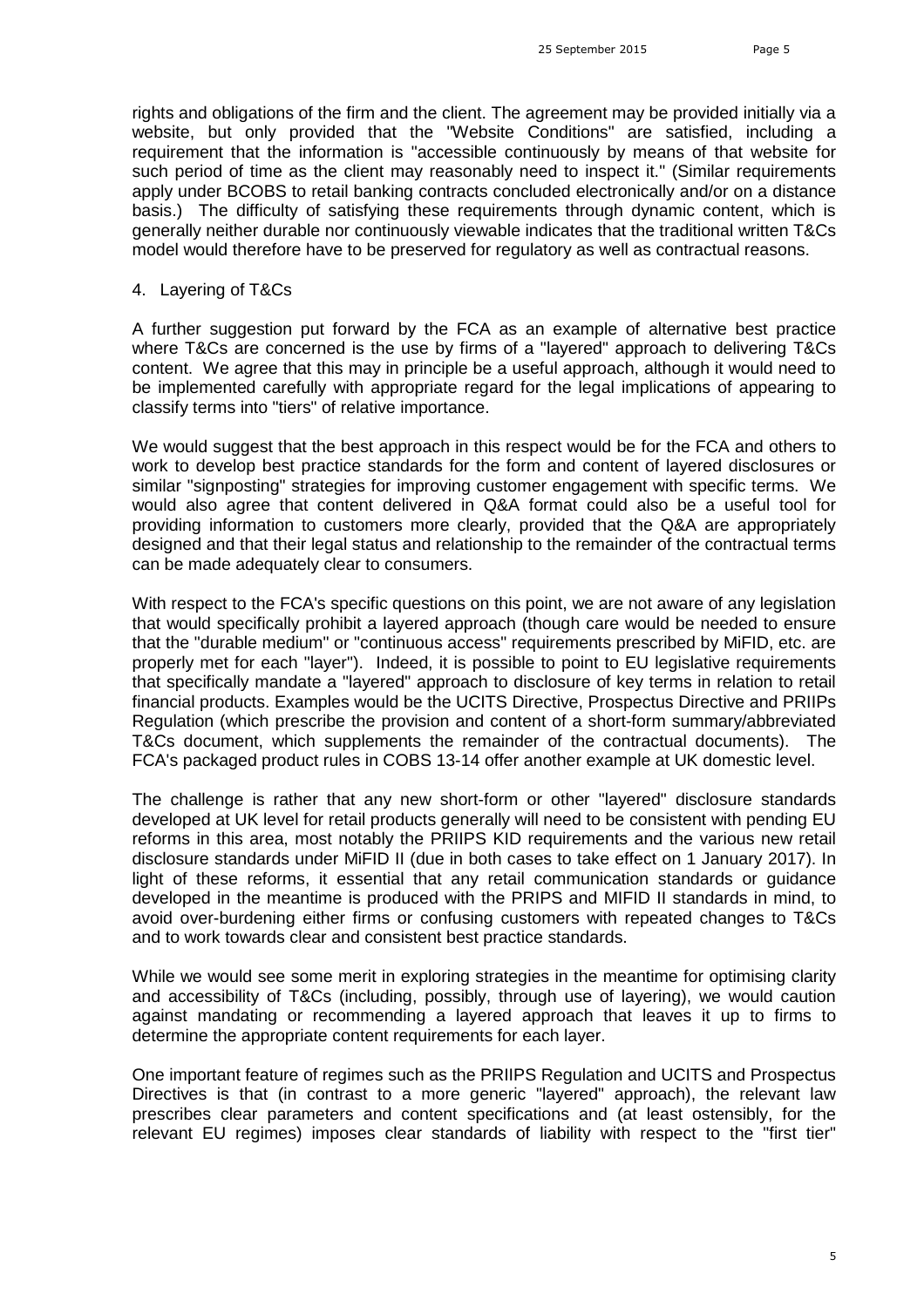rights and obligations of the firm and the client. The agreement may be provided initially via a website, but only provided that the "Website Conditions" are satisfied, including a requirement that the information is "accessible continuously by means of that website for such period of time as the client may reasonably need to inspect it." (Similar requirements apply under BCOBS to retail banking contracts concluded electronically and/or on a distance basis.) The difficulty of satisfying these requirements through dynamic content, which is generally neither durable nor continuously viewable indicates that the traditional written T&Cs model would therefore have to be preserved for regulatory as well as contractual reasons.

4. Layering of T&Cs

A further suggestion put forward by the FCA as an example of alternative best practice where T&Cs are concerned is the use by firms of a "layered" approach to delivering T&Cs content. We agree that this may in principle be a useful approach, although it would need to be implemented carefully with appropriate regard for the legal implications of appearing to classify terms into "tiers" of relative importance.

We would suggest that the best approach in this respect would be for the FCA and others to work to develop best practice standards for the form and content of layered disclosures or similar "signposting" strategies for improving customer engagement with specific terms. We would also agree that content delivered in Q&A format could also be a useful tool for providing information to customers more clearly, provided that the Q&A are appropriately designed and that their legal status and relationship to the remainder of the contractual terms can be made adequately clear to consumers.

With respect to the FCA's specific questions on this point, we are not aware of any legislation that would specifically prohibit a layered approach (though care would be needed to ensure that the "durable medium" or "continuous access" requirements prescribed by MiFID, etc. are properly met for each "layer"). Indeed, it is possible to point to EU legislative requirements that specifically mandate a "layered" approach to disclosure of key terms in relation to retail financial products. Examples would be the UCITS Directive, Prospectus Directive and PRIIPs Regulation (which prescribe the provision and content of a short-form summary/abbreviated T&Cs document, which supplements the remainder of the contractual documents). The FCA's packaged product rules in COBS 13-14 offer another example at UK domestic level.

The challenge is rather that any new short-form or other "layered" disclosure standards developed at UK level for retail products generally will need to be consistent with pending EU reforms in this area, most notably the PRIIPS KID requirements and the various new retail disclosure standards under MiFID II (due in both cases to take effect on 1 January 2017). In light of these reforms, it essential that any retail communication standards or guidance developed in the meantime is produced with the PRIPS and MIFID II standards in mind, to avoid over-burdening either firms or confusing customers with repeated changes to T&Cs and to work towards clear and consistent best practice standards.

While we would see some merit in exploring strategies in the meantime for optimising clarity and accessibility of T&Cs (including, possibly, through use of layering), we would caution against mandating or recommending a layered approach that leaves it up to firms to determine the appropriate content requirements for each layer.

One important feature of regimes such as the PRIIPS Regulation and UCITS and Prospectus Directives is that (in contrast to a more generic "layered" approach), the relevant law prescribes clear parameters and content specifications and (at least ostensibly, for the relevant EU regimes) imposes clear standards of liability with respect to the "first tier"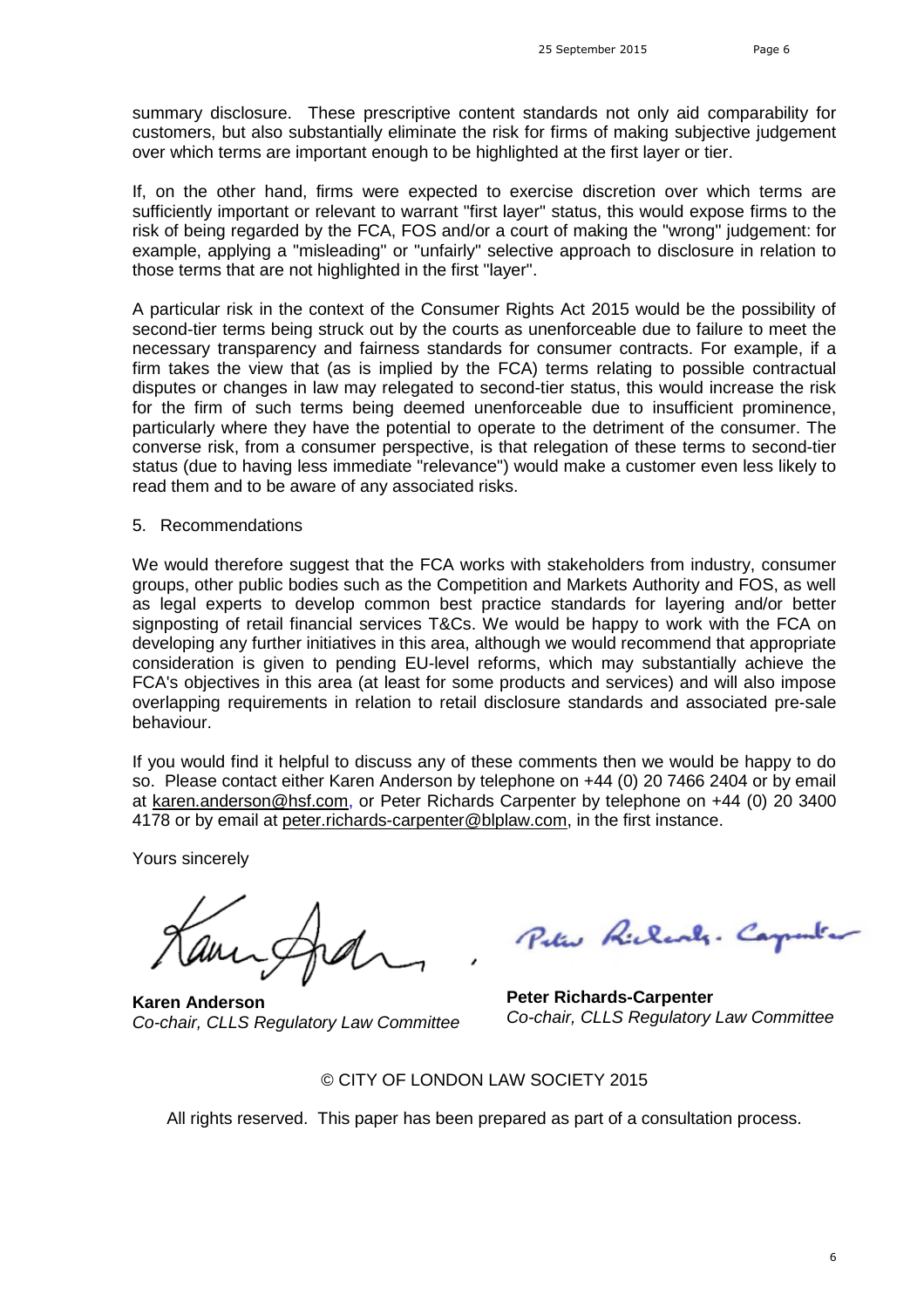summary disclosure. These prescriptive content standards not only aid comparability for customers, but also substantially eliminate the risk for firms of making subjective judgement over which terms are important enough to be highlighted at the first layer or tier.

If, on the other hand, firms were expected to exercise discretion over which terms are sufficiently important or relevant to warrant "first layer" status, this would expose firms to the risk of being regarded by the FCA, FOS and/or a court of making the "wrong" judgement: for example, applying a "misleading" or "unfairly" selective approach to disclosure in relation to those terms that are not highlighted in the first "layer".

A particular risk in the context of the Consumer Rights Act 2015 would be the possibility of second-tier terms being struck out by the courts as unenforceable due to failure to meet the necessary transparency and fairness standards for consumer contracts. For example, if a firm takes the view that (as is implied by the FCA) terms relating to possible contractual disputes or changes in law may relegated to second-tier status, this would increase the risk for the firm of such terms being deemed unenforceable due to insufficient prominence, particularly where they have the potential to operate to the detriment of the consumer. The converse risk, from a consumer perspective, is that relegation of these terms to second-tier status (due to having less immediate "relevance") would make a customer even less likely to read them and to be aware of any associated risks.

5. Recommendations

We would therefore suggest that the FCA works with stakeholders from industry, consumer groups, other public bodies such as the Competition and Markets Authority and FOS, as well as legal experts to develop common best practice standards for layering and/or better signposting of retail financial services T&Cs. We would be happy to work with the FCA on developing any further initiatives in this area, although we would recommend that appropriate consideration is given to pending EU-level reforms, which may substantially achieve the FCA's objectives in this area (at least for some products and services) and will also impose overlapping requirements in relation to retail disclosure standards and associated pre-sale behaviour.

If you would find it helpful to discuss any of these comments then we would be happy to do so. Please contact either Karen Anderson by telephone on +44 (0) 20 7466 2404 or by email at karen.anderson@hsf.com, or Peter Richards Carpenter by telephone on +44 (0) 20 3400 4178 or by email at peter.richards-carpenter@blplaw.com, in the first instance.

Yours sincerely

**Karen Anderson**
*Co-chair, CLLS Regulatory Law Committee*

**Peter Richards-Carpenter**
*Co-chair, CLLS Regulatory Law Committee*

© CITY OF LONDON LAW SOCIETY 2015

All rights reserved. This paper has been prepared as part of a consultation process.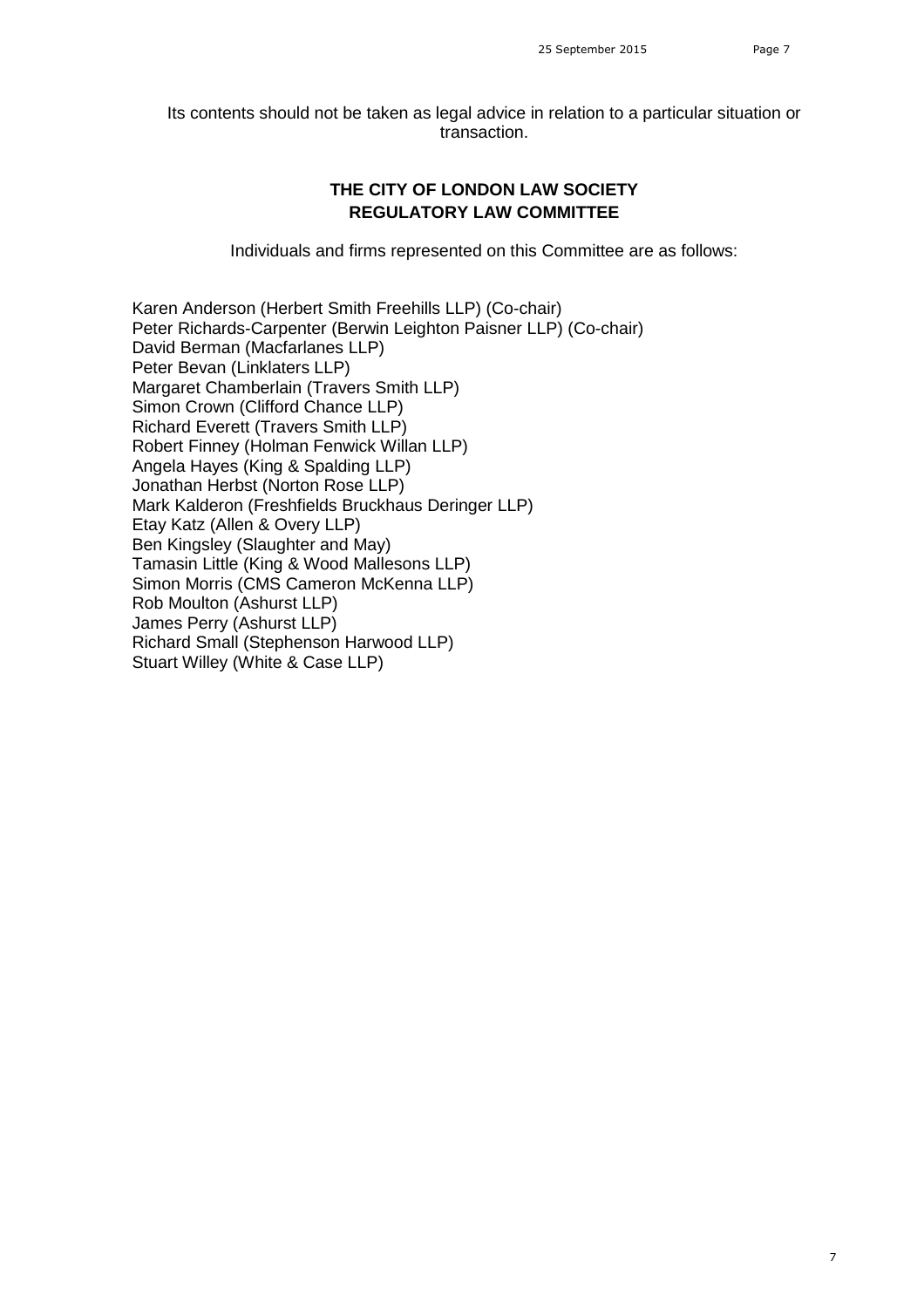Its contents should not be taken as legal advice in relation to a particular situation or transaction.

**THE CITY OF LONDON LAW SOCIETY**
**REGULATORY LAW COMMITTEE**

Individuals and firms represented on this Committee are as follows:

Karen Anderson (Herbert Smith Freehills LLP) (Co-chair)
Peter Richards-Carpenter (Berwin Leighton Paisner LLP) (Co-chair)
David Berman (Macfarlanes LLP)
Peter Bevan (Linklaters LLP)
Margaret Chamberlain (Travers Smith LLP)
Simon Crown (Clifford Chance LLP)
Richard Everett (Travers Smith LLP)
Robert Finney (Holman Fenwick Willan LLP)
Angela Hayes (King & Spalding LLP)
Jonathan Herbst (Norton Rose LLP)
Mark Kalderon (Freshfields Bruckhaus Deringer LLP)
Etay Katz (Allen & Overy LLP)
Ben Kingsley (Slaughter and May)
Tamasin Little (King & Wood Mallesons LLP)
Simon Morris (CMS Cameron McKenna LLP)
Rob Moulton (Ashurst LLP)
James Perry (Ashurst LLP)
Richard Small (Stephenson Harwood LLP)
Stuart Willey (White & Case LLP)